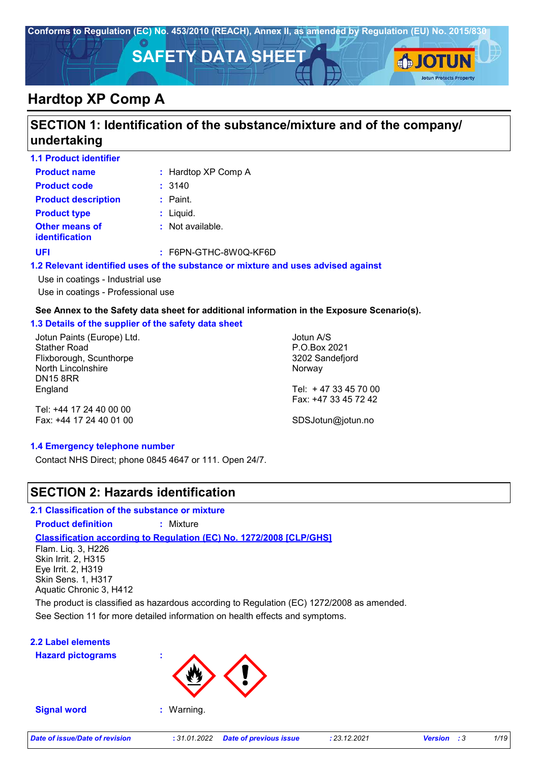Conforms to Regulation (EC) No. 453/2010 (REACH), Annex II, as amended by Regulation (EU) No. 2015/830

# SAFETY DATA SHEET

JOTUN
Jotun Protects Property

# Hardtop XP Comp A

## SECTION 1: Identification of the substance/mixture and of the company/ undertaking

### 1.1 Product identifier

| | |
|---|---|
| **Product name** | : Hardtop XP Comp A |
| **Product code** | : 3140 |
| **Product description** | : Paint. |
| **Product type** | : Liquid. |
| **Other means of identification** | : Not available. |
| **UFI** | : F6PN-GTHC-8W0Q-KF6D |

### 1.2 Relevant identified uses of the substance or mixture and uses advised against

Use in coatings - Industrial use
Use in coatings - Professional use

**See Annex to the Safety data sheet for additional information in the Exposure Scenario(s).**

### 1.3 Details of the supplier of the safety data sheet

Jotun Paints (Europe) Ltd.
Stather Road
Flixborough, Scunthorpe
North Lincolnshire
DN15 8RR
England

Tel: +44 17 24 40 00 00
Fax: +44 17 24 40 01 00

Jotun A/S
P.O.Box 2021
3202 Sandefjord
Norway

Tel: + 47 33 45 70 00
Fax: +47 33 45 72 42

SDSJotun@jotun.no

### 1.4 Emergency telephone number

Contact NHS Direct; phone 0845 4647 or 111. Open 24/7.

## SECTION 2: Hazards identification

### 2.1 Classification of the substance or mixture

**Product definition** : Mixture

**Classification according to Regulation (EC) No. 1272/2008 [CLP/GHS]**

Flam. Liq. 3, H226
Skin Irrit. 2, H315
Eye Irrit. 2, H319
Skin Sens. 1, H317
Aquatic Chronic 3, H412

The product is classified as hazardous according to Regulation (EC) 1272/2008 as amended.

See Section 11 for more detailed information on health effects and symptoms.

### 2.2 Label elements

**Hazard pictograms** :

**Signal word** : Warning.

*Date of issue/Date of revision* : 31.01.2022 *Date of previous issue* : 23.12.2021 *Version* : 3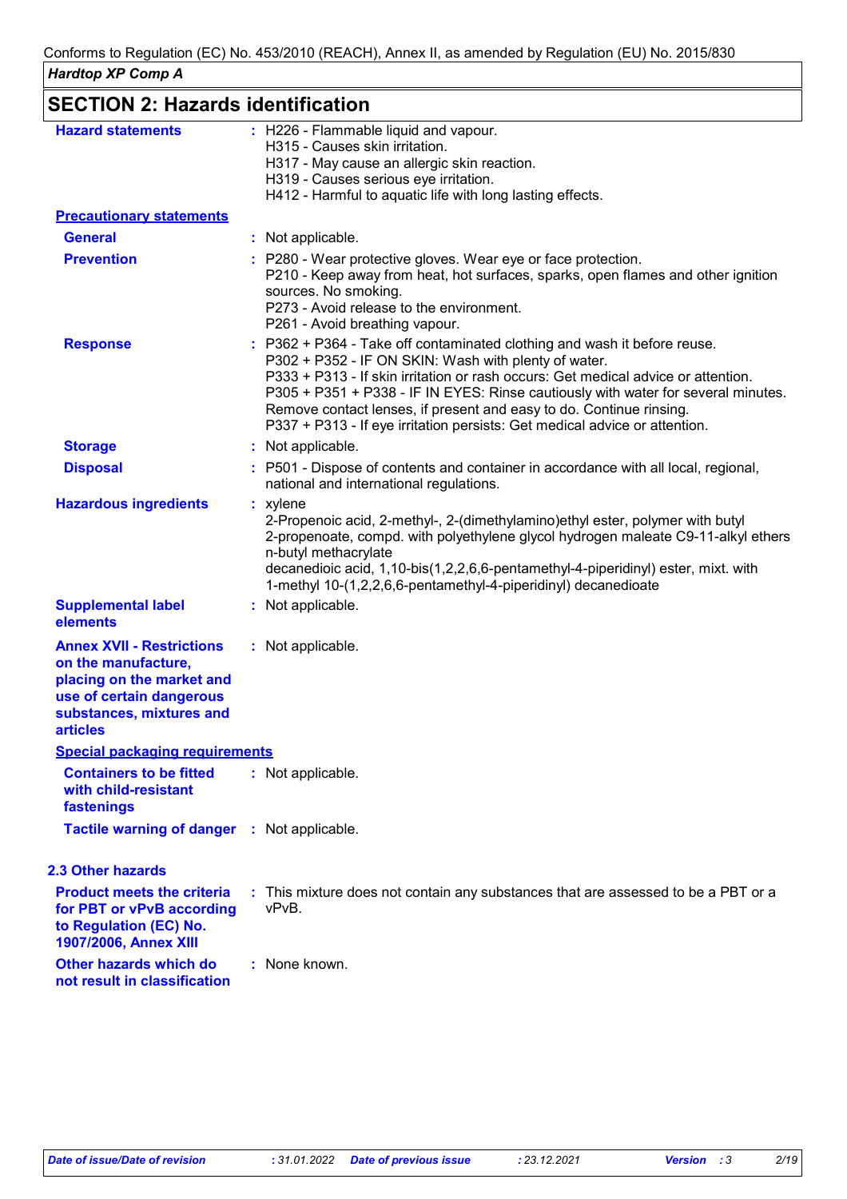## SECTION 2: Hazards identification

**Hazard statements** : H226 - Flammable liquid and vapour.
H315 - Causes skin irritation.
H317 - May cause an allergic skin reaction.
H319 - Causes serious eye irritation.
H412 - Harmful to aquatic life with long lasting effects.

**Precautionary statements**

**General** : Not applicable.

**Prevention** : P280 - Wear protective gloves. Wear eye or face protection.
P210 - Keep away from heat, hot surfaces, sparks, open flames and other ignition sources. No smoking.
P273 - Avoid release to the environment.
P261 - Avoid breathing vapour.

**Response** : P362 + P364 - Take off contaminated clothing and wash it before reuse.
P302 + P352 - IF ON SKIN: Wash with plenty of water.
P333 + P313 - If skin irritation or rash occurs: Get medical advice or attention.
P305 + P351 + P338 - IF IN EYES: Rinse cautiously with water for several minutes. Remove contact lenses, if present and easy to do. Continue rinsing.
P337 + P313 - If eye irritation persists: Get medical advice or attention.

**Storage** : Not applicable.

**Disposal** : P501 - Dispose of contents and container in accordance with all local, regional, national and international regulations.

**Hazardous ingredients** : xylene
2-Propenoic acid, 2-methyl-, 2-(dimethylamino)ethyl ester, polymer with butyl 2-propenoate, compd. with polyethylene glycol hydrogen maleate C9-11-alkyl ethers
n-butyl methacrylate
decanedioic acid, 1,10-bis(1,2,2,6,6-pentamethyl-4-piperidinyl) ester, mixt. with 1-methyl 10-(1,2,2,6,6-pentamethyl-4-piperidinyl) decanedioate

**Supplemental label elements** : Not applicable.

**Annex XVII - Restrictions on the manufacture, placing on the market and use of certain dangerous substances, mixtures and articles** : Not applicable.

**Special packaging requirements**

**Containers to be fitted with child-resistant fastenings** : Not applicable.

**Tactile warning of danger** : Not applicable.

### 2.3 Other hazards

**Product meets the criteria for PBT or vPvB according to Regulation (EC) No. 1907/2006, Annex XIII** : This mixture does not contain any substances that are assessed to be a PBT or a vPvB.

**Other hazards which do not result in classification** : None known.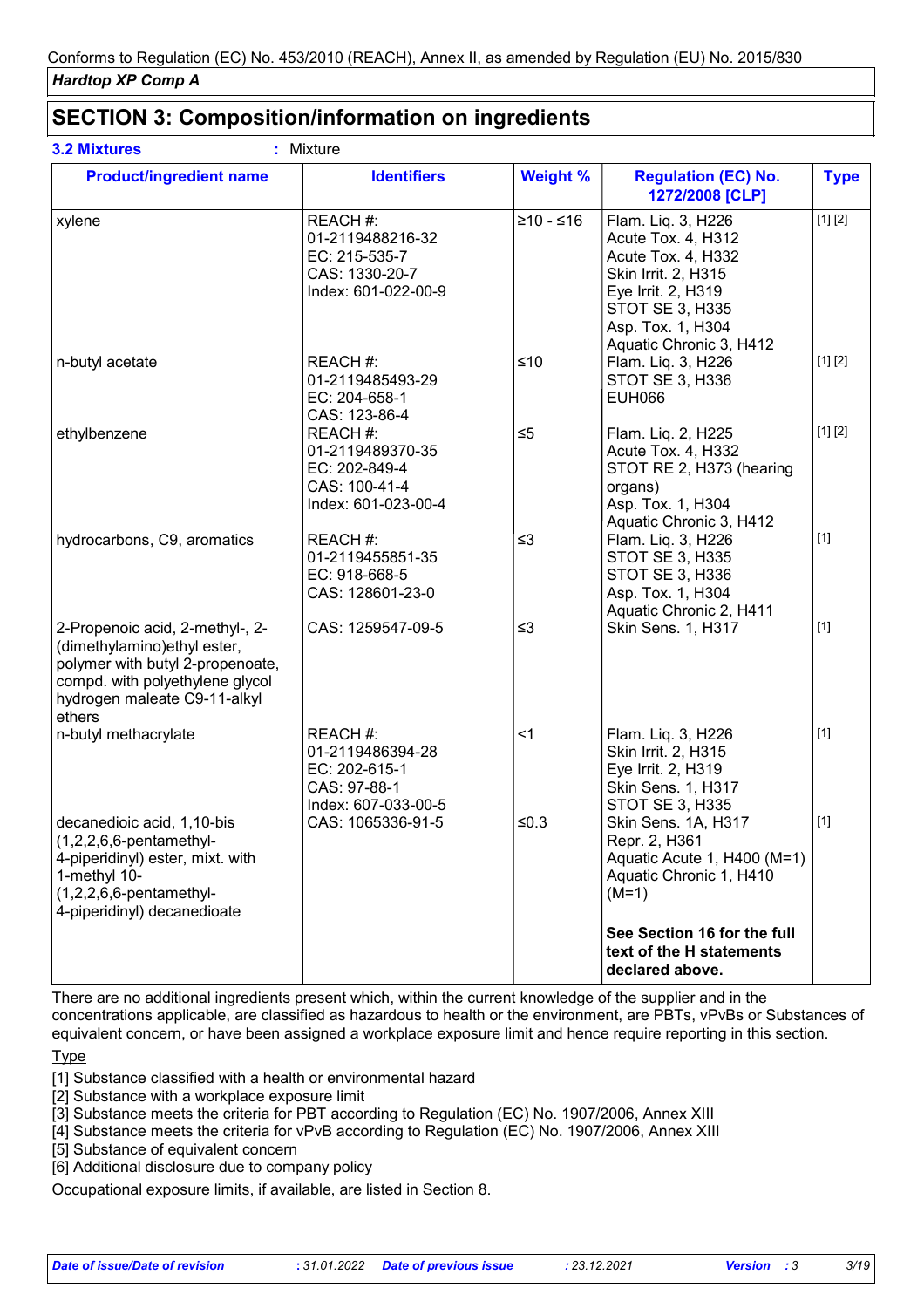Conforms to Regulation (EC) No. 453/2010 (REACH), Annex II, as amended by Regulation (EU) No. 2015/830

*Hardtop XP Comp A*

## SECTION 3: Composition/information on ingredients

**3.2 Mixtures** : Mixture

| Product/ingredient name | Identifiers | Weight % | Regulation (EC) No. 1272/2008 [CLP] | Type |
|---|---|---|---|---|
| xylene | REACH #: 01-2119488216-32<br>EC: 215-535-7<br>CAS: 1330-20-7<br>Index: 601-022-00-9 | ≥10 - ≤16 | Flam. Liq. 3, H226<br>Acute Tox. 4, H312<br>Acute Tox. 4, H332<br>Skin Irrit. 2, H315<br>Eye Irrit. 2, H319<br>STOT SE 3, H335<br>Asp. Tox. 1, H304<br>Aquatic Chronic 3, H412 | [1] [2] |
| n-butyl acetate | REACH #: 01-2119485493-29<br>EC: 204-658-1<br>CAS: 123-86-4 | ≤10 | Flam. Liq. 3, H226<br>STOT SE 3, H336<br>EUH066 | [1] [2] |
| ethylbenzene | REACH #: 01-2119489370-35<br>EC: 202-849-4<br>CAS: 100-41-4<br>Index: 601-023-00-4 | ≤5 | Flam. Liq. 2, H225<br>Acute Tox. 4, H332<br>STOT RE 2, H373 (hearing organs)<br>Asp. Tox. 1, H304<br>Aquatic Chronic 3, H412 | [1] [2] |
| hydrocarbons, C9, aromatics | REACH #: 01-2119455851-35<br>EC: 918-668-5<br>CAS: 128601-23-0 | ≤3 | Flam. Liq. 3, H226<br>STOT SE 3, H335<br>STOT SE 3, H336<br>Asp. Tox. 1, H304<br>Aquatic Chronic 2, H411 | [1] |
| 2-Propenoic acid, 2-methyl-, 2-(dimethylamino)ethyl ester, polymer with butyl 2-propenoate, compd. with polyethylene glycol hydrogen maleate C9-11-alkyl ethers | CAS: 1259547-09-5 | ≤3 | Skin Sens. 1, H317 | [1] |
| n-butyl methacrylate | REACH #: 01-2119486394-28<br>EC: 202-615-1<br>CAS: 97-88-1<br>Index: 607-033-00-5 | <1 | Flam. Liq. 3, H226<br>Skin Irrit. 2, H315<br>Eye Irrit. 2, H319<br>Skin Sens. 1, H317<br>STOT SE 3, H335 | [1] |
| decanedioic acid, 1,10-bis (1,2,2,6,6-pentamethyl-4-piperidinyl) ester, mixt. with 1-methyl 10-(1,2,2,6,6-pentamethyl-4-piperidinyl) decanedioate | CAS: 1065336-91-5 | ≤0.3 | Skin Sens. 1A, H317<br>Repr. 2, H361<br>Aquatic Acute 1, H400 (M=1)<br>Aquatic Chronic 1, H410 (M=1)<br><br>**See Section 16 for the full text of the H statements declared above.** | [1] |

There are no additional ingredients present which, within the current knowledge of the supplier and in the concentrations applicable, are classified as hazardous to health or the environment, are PBTs, vPvBs or Substances of equivalent concern, or have been assigned a workplace exposure limit and hence require reporting in this section.

Type

[1] Substance classified with a health or environmental hazard
[2] Substance with a workplace exposure limit
[3] Substance meets the criteria for PBT according to Regulation (EC) No. 1907/2006, Annex XIII
[4] Substance meets the criteria for vPvB according to Regulation (EC) No. 1907/2006, Annex XIII
[5] Substance of equivalent concern
[6] Additional disclosure due to company policy

Occupational exposure limits, if available, are listed in Section 8.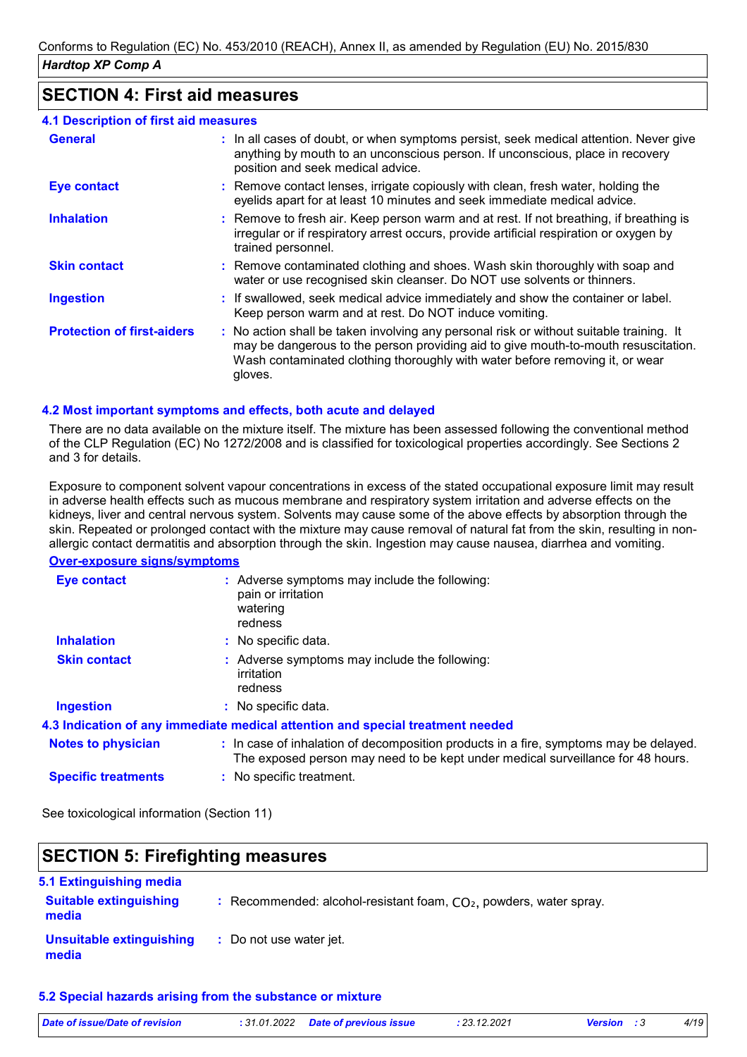## SECTION 4: First aid measures

### 4.1 Description of first aid measures

**General** : In all cases of doubt, or when symptoms persist, seek medical attention. Never give anything by mouth to an unconscious person. If unconscious, place in recovery position and seek medical advice.

**Eye contact** : Remove contact lenses, irrigate copiously with clean, fresh water, holding the eyelids apart for at least 10 minutes and seek immediate medical advice.

**Inhalation** : Remove to fresh air. Keep person warm and at rest. If not breathing, if breathing is irregular or if respiratory arrest occurs, provide artificial respiration or oxygen by trained personnel.

**Skin contact** : Remove contaminated clothing and shoes. Wash skin thoroughly with soap and water or use recognised skin cleanser. Do NOT use solvents or thinners.

**Ingestion** : If swallowed, seek medical advice immediately and show the container or label. Keep person warm and at rest. Do NOT induce vomiting.

**Protection of first-aiders** : No action shall be taken involving any personal risk or without suitable training. It may be dangerous to the person providing aid to give mouth-to-mouth resuscitation. Wash contaminated clothing thoroughly with water before removing it, or wear gloves.

### 4.2 Most important symptoms and effects, both acute and delayed

There are no data available on the mixture itself. The mixture has been assessed following the conventional method of the CLP Regulation (EC) No 1272/2008 and is classified for toxicological properties accordingly. See Sections 2 and 3 for details.

Exposure to component solvent vapour concentrations in excess of the stated occupational exposure limit may result in adverse health effects such as mucous membrane and respiratory system irritation and adverse effects on the kidneys, liver and central nervous system. Solvents may cause some of the above effects by absorption through the skin. Repeated or prolonged contact with the mixture may cause removal of natural fat from the skin, resulting in non-allergic contact dermatitis and absorption through the skin. Ingestion may cause nausea, diarrhea and vomiting.

**Over-exposure signs/symptoms**

**Eye contact** : Adverse symptoms may include the following:
pain or irritation
watering
redness

**Inhalation** : No specific data.

**Skin contact** : Adverse symptoms may include the following:
irritation
redness

**Ingestion** : No specific data.

### 4.3 Indication of any immediate medical attention and special treatment needed

**Notes to physician** : In case of inhalation of decomposition products in a fire, symptoms may be delayed. The exposed person may need to be kept under medical surveillance for 48 hours.

**Specific treatments** : No specific treatment.

See toxicological information (Section 11)

## SECTION 5: Firefighting measures

### 5.1 Extinguishing media

**Suitable extinguishing media** : Recommended: alcohol-resistant foam, $CO_2$, powders, water spray.

**Unsuitable extinguishing media** : Do not use water jet.

### 5.2 Special hazards arising from the substance or mixture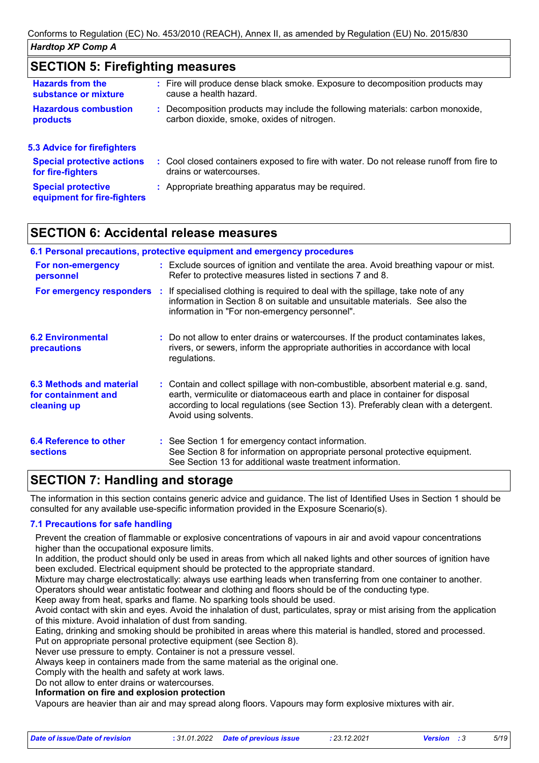## SECTION 5: Firefighting measures

**Hazards from the substance or mixture** : Fire will produce dense black smoke. Exposure to decomposition products may cause a health hazard.

**Hazardous combustion products** : Decomposition products may include the following materials: carbon monoxide, carbon dioxide, smoke, oxides of nitrogen.

### 5.3 Advice for firefighters

**Special protective actions for fire-fighters** : Cool closed containers exposed to fire with water. Do not release runoff from fire to drains or watercourses.

**Special protective equipment for fire-fighters** : Appropriate breathing apparatus may be required.

## SECTION 6: Accidental release measures

### 6.1 Personal precautions, protective equipment and emergency procedures

**For non-emergency personnel** : Exclude sources of ignition and ventilate the area. Avoid breathing vapour or mist. Refer to protective measures listed in sections 7 and 8.

**For emergency responders** : If specialised clothing is required to deal with the spillage, take note of any information in Section 8 on suitable and unsuitable materials. See also the information in "For non-emergency personnel".

**6.2 Environmental precautions** : Do not allow to enter drains or watercourses. If the product contaminates lakes, rivers, or sewers, inform the appropriate authorities in accordance with local regulations.

**6.3 Methods and material for containment and cleaning up** : Contain and collect spillage with non-combustible, absorbent material e.g. sand, earth, vermiculite or diatomaceous earth and place in container for disposal according to local regulations (see Section 13). Preferably clean with a detergent. Avoid using solvents.

**6.4 Reference to other sections** : See Section 1 for emergency contact information.
See Section 8 for information on appropriate personal protective equipment.
See Section 13 for additional waste treatment information.

## SECTION 7: Handling and storage

The information in this section contains generic advice and guidance. The list of Identified Uses in Section 1 should be consulted for any available use-specific information provided in the Exposure Scenario(s).

### 7.1 Precautions for safe handling

Prevent the creation of flammable or explosive concentrations of vapours in air and avoid vapour concentrations higher than the occupational exposure limits.
In addition, the product should only be used in areas from which all naked lights and other sources of ignition have been excluded. Electrical equipment should be protected to the appropriate standard.
Mixture may charge electrostatically: always use earthing leads when transferring from one container to another. Operators should wear antistatic footwear and clothing and floors should be of the conducting type.
Keep away from heat, sparks and flame. No sparking tools should be used.
Avoid contact with skin and eyes. Avoid the inhalation of dust, particulates, spray or mist arising from the application of this mixture. Avoid inhalation of dust from sanding.
Eating, drinking and smoking should be prohibited in areas where this material is handled, stored and processed.
Put on appropriate personal protective equipment (see Section 8).
Never use pressure to empty. Container is not a pressure vessel.
Always keep in containers made from the same material as the original one.
Comply with the health and safety at work laws.
Do not allow to enter drains or watercourses.

**Information on fire and explosion protection**

Vapours are heavier than air and may spread along floors. Vapours may form explosive mixtures with air.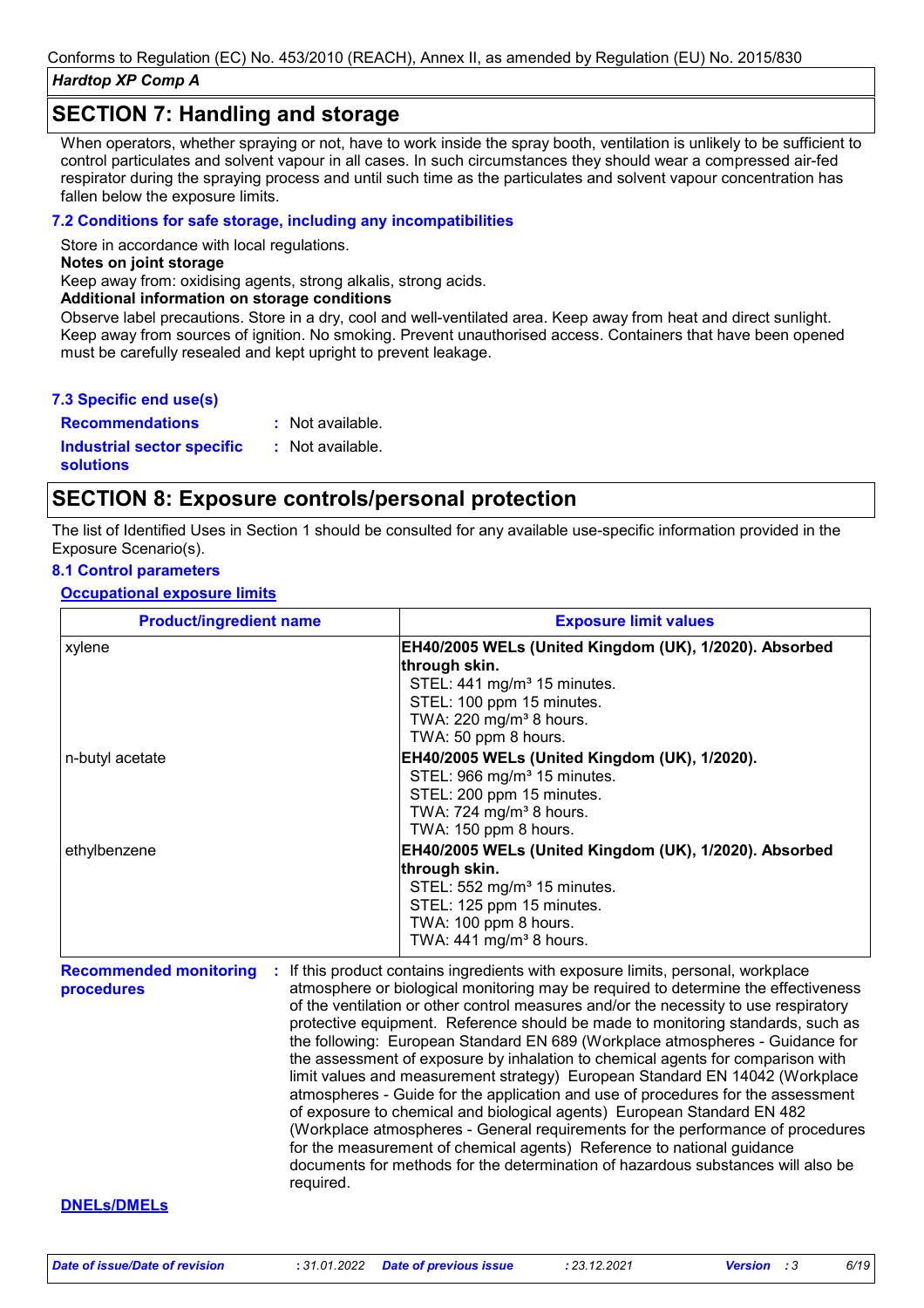## SECTION 7: Handling and storage

When operators, whether spraying or not, have to work inside the spray booth, ventilation is unlikely to be sufficient to control particulates and solvent vapour in all cases. In such circumstances they should wear a compressed air-fed respirator during the spraying process and until such time as the particulates and solvent vapour concentration has fallen below the exposure limits.

### 7.2 Conditions for safe storage, including any incompatibilities

Store in accordance with local regulations.

**Notes on joint storage**

Keep away from: oxidising agents, strong alkalis, strong acids.

**Additional information on storage conditions**

Observe label precautions. Store in a dry, cool and well-ventilated area. Keep away from heat and direct sunlight. Keep away from sources of ignition. No smoking. Prevent unauthorised access. Containers that have been opened must be carefully resealed and kept upright to prevent leakage.

### 7.3 Specific end use(s)

**Recommendations** : Not available.

**Industrial sector specific solutions** : Not available.

## SECTION 8: Exposure controls/personal protection

The list of Identified Uses in Section 1 should be consulted for any available use-specific information provided in the Exposure Scenario(s).

### 8.1 Control parameters

**Occupational exposure limits**

| Product/ingredient name | Exposure limit values |
|---|---|
| xylene | **EH40/2005 WELs (United Kingdom (UK), 1/2020). Absorbed through skin.**<br>STEL: 441 mg/m³ 15 minutes.<br>STEL: 100 ppm 15 minutes.<br>TWA: 220 mg/m³ 8 hours.<br>TWA: 50 ppm 8 hours. |
| n-butyl acetate | **EH40/2005 WELs (United Kingdom (UK), 1/2020).**<br>STEL: 966 mg/m³ 15 minutes.<br>STEL: 200 ppm 15 minutes.<br>TWA: 724 mg/m³ 8 hours.<br>TWA: 150 ppm 8 hours. |
| ethylbenzene | **EH40/2005 WELs (United Kingdom (UK), 1/2020). Absorbed through skin.**<br>STEL: 552 mg/m³ 15 minutes.<br>STEL: 125 ppm 15 minutes.<br>TWA: 100 ppm 8 hours.<br>TWA: 441 mg/m³ 8 hours. |

**Recommended monitoring procedures** : If this product contains ingredients with exposure limits, personal, workplace atmosphere or biological monitoring may be required to determine the effectiveness of the ventilation or other control measures and/or the necessity to use respiratory protective equipment. Reference should be made to monitoring standards, such as the following: European Standard EN 689 (Workplace atmospheres - Guidance for the assessment of exposure by inhalation to chemical agents for comparison with limit values and measurement strategy) European Standard EN 14042 (Workplace atmospheres - Guide for the application and use of procedures for the assessment of exposure to chemical and biological agents) European Standard EN 482 (Workplace atmospheres - General requirements for the performance of procedures for the measurement of chemical agents) Reference to national guidance documents for methods for the determination of hazardous substances will also be required.

**DNELs/DMELs**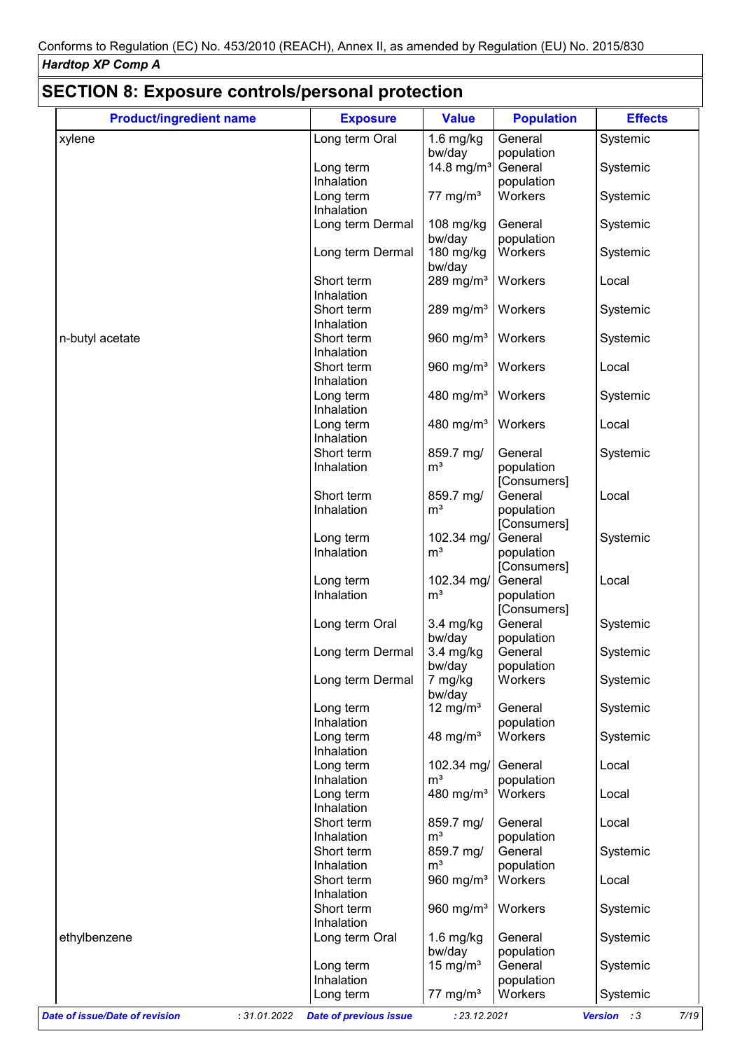## SECTION 8: Exposure controls/personal protection

| Product/ingredient name | Exposure | Value | Population | Effects |
|---|---|---|---|---|
| xylene | Long term Oral | 1.6 mg/kg bw/day | General population | Systemic |
| | Long term Inhalation | 14.8 mg/m³ | General population | Systemic |
| | Long term Inhalation | 77 mg/m³ | Workers | Systemic |
| | Long term Dermal | 108 mg/kg bw/day | General population | Systemic |
| | Long term Dermal | 180 mg/kg bw/day | Workers | Systemic |
| | Short term Inhalation | 289 mg/m³ | Workers | Local |
| | Short term Inhalation | 289 mg/m³ | Workers | Systemic |
| n-butyl acetate | Short term Inhalation | 960 mg/m³ | Workers | Systemic |
| | Short term Inhalation | 960 mg/m³ | Workers | Local |
| | Long term Inhalation | 480 mg/m³ | Workers | Systemic |
| | Long term Inhalation | 480 mg/m³ | Workers | Local |
| | Short term Inhalation | 859.7 mg/m³ | General population [Consumers] | Systemic |
| | Short term Inhalation | 859.7 mg/m³ | General population [Consumers] | Local |
| | Long term Inhalation | 102.34 mg/m³ | General population [Consumers] | Systemic |
| | Long term Inhalation | 102.34 mg/m³ | General population [Consumers] | Local |
| | Long term Oral | 3.4 mg/kg bw/day | General population | Systemic |
| | Long term Dermal | 3.4 mg/kg bw/day | General population | Systemic |
| | Long term Dermal | 7 mg/kg bw/day | Workers | Systemic |
| | Long term Inhalation | 12 mg/m³ | General population | Systemic |
| | Long term Inhalation | 48 mg/m³ | Workers | Systemic |
| | Long term Inhalation | 102.34 mg/m³ | General population | Local |
| | Long term Inhalation | 480 mg/m³ | Workers | Local |
| | Short term Inhalation | 859.7 mg/m³ | General population | Local |
| | Short term Inhalation | 859.7 mg/m³ | General population | Systemic |
| | Short term Inhalation | 960 mg/m³ | Workers | Local |
| | Short term Inhalation | 960 mg/m³ | Workers | Systemic |
| ethylbenzene | Long term Oral | 1.6 mg/kg bw/day | General population | Systemic |
| | Long term Inhalation | 15 mg/m³ | General population | Systemic |
| | Long term | 77 mg/m³ | Workers | Systemic |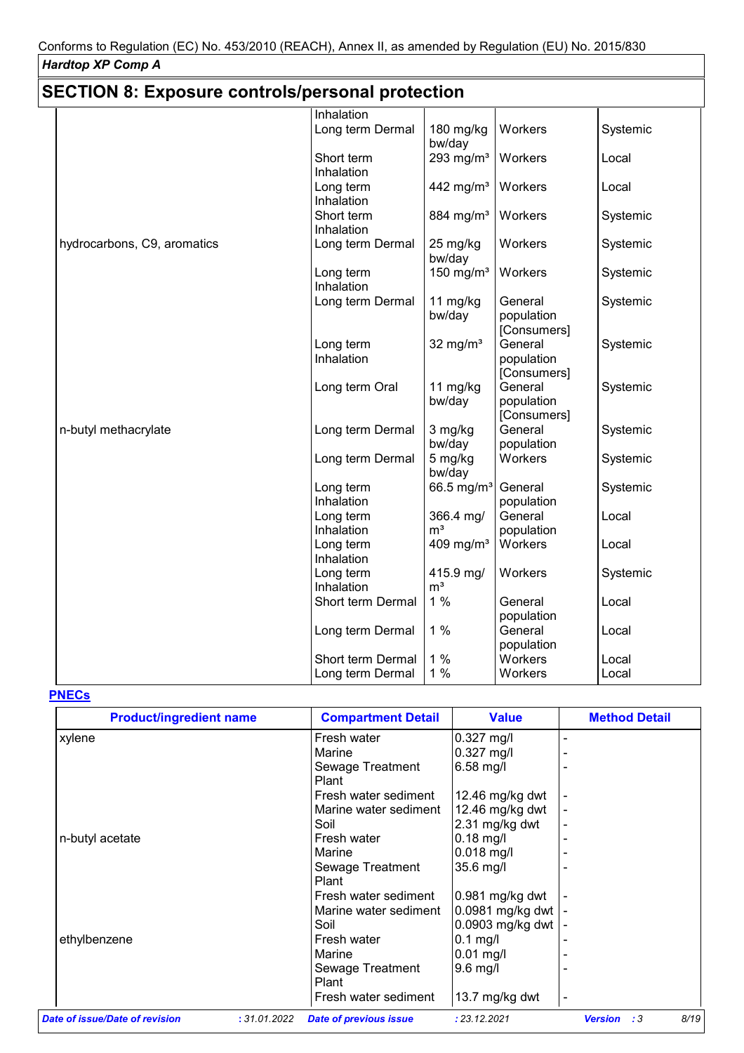## SECTION 8: Exposure controls/personal protection

| | | | | |
|---|---|---|---|---|
| | Inhalation | | | |
| | Long term Dermal | 180 mg/kg bw/day | Workers | Systemic |
| | Short term Inhalation | 293 mg/m³ | Workers | Local |
| | Long term Inhalation | 442 mg/m³ | Workers | Local |
| | Short term Inhalation | 884 mg/m³ | Workers | Systemic |
| hydrocarbons, C9, aromatics | Long term Dermal | 25 mg/kg bw/day | Workers | Systemic |
| | Long term Inhalation | 150 mg/m³ | Workers | Systemic |
| | Long term Dermal | 11 mg/kg bw/day | General population [Consumers] | Systemic |
| | Long term Inhalation | 32 mg/m³ | General population [Consumers] | Systemic |
| | Long term Oral | 11 mg/kg bw/day | General population [Consumers] | Systemic |
| n-butyl methacrylate | Long term Dermal | 3 mg/kg bw/day | General population | Systemic |
| | Long term Dermal | 5 mg/kg bw/day | Workers | Systemic |
| | Long term Inhalation | 66.5 mg/m³ | General population | Systemic |
| | Long term Inhalation | 366.4 mg/m³ | General population | Local |
| | Long term Inhalation | 409 mg/m³ | Workers | Local |
| | Long term Inhalation | 415.9 mg/m³ | Workers | Systemic |
| | Short term Dermal | 1 % | General population | Local |
| | Long term Dermal | 1 % | General population | Local |
| | Short term Dermal | 1 % | Workers | Local |
| | Long term Dermal | 1 % | Workers | Local |

**PNECs**

| Product/ingredient name | Compartment Detail | Value | Method Detail |
|---|---|---|---|
| xylene | Fresh water | 0.327 mg/l | - |
| | Marine | 0.327 mg/l | - |
| | Sewage Treatment Plant | 6.58 mg/l | - |
| | Fresh water sediment | 12.46 mg/kg dwt | - |
| | Marine water sediment | 12.46 mg/kg dwt | - |
| | Soil | 2.31 mg/kg dwt | - |
| n-butyl acetate | Fresh water | 0.18 mg/l | - |
| | Marine | 0.018 mg/l | - |
| | Sewage Treatment Plant | 35.6 mg/l | - |
| | Fresh water sediment | 0.981 mg/kg dwt | - |
| | Marine water sediment | 0.0981 mg/kg dwt | - |
| | Soil | 0.0903 mg/kg dwt | - |
| ethylbenzene | Fresh water | 0.1 mg/l | - |
| | Marine | 0.01 mg/l | - |
| | Sewage Treatment Plant | 9.6 mg/l | - |
| | Fresh water sediment | 13.7 mg/kg dwt | - |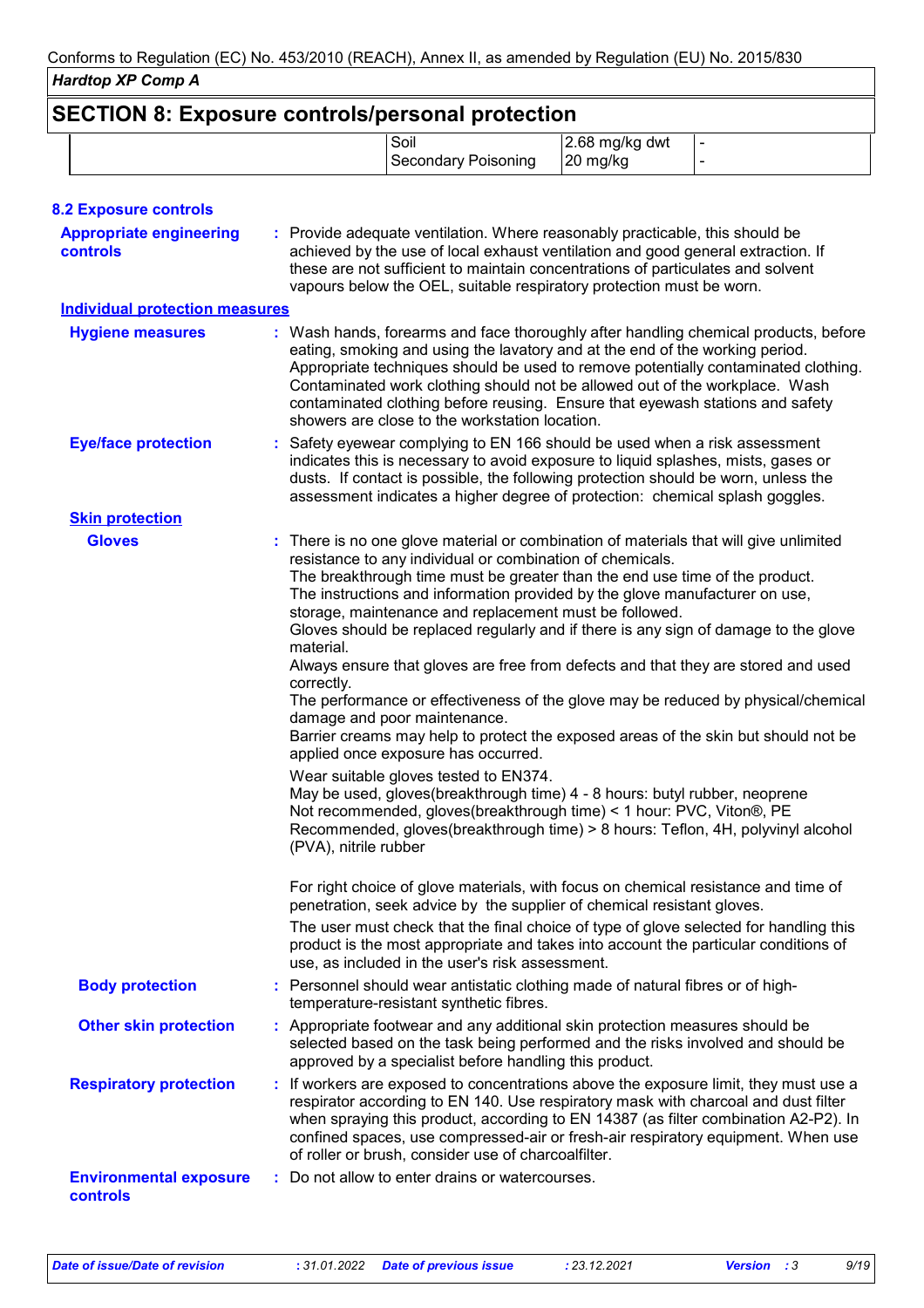## SECTION 8: Exposure controls/personal protection

| | | | |
|---|---|---|---|
| | Soil | 2.68 mg/kg dwt | - |
| | Secondary Poisoning | 20 mg/kg | - |

### 8.2 Exposure controls

**Appropriate engineering controls** : Provide adequate ventilation. Where reasonably practicable, this should be achieved by the use of local exhaust ventilation and good general extraction. If these are not sufficient to maintain concentrations of particulates and solvent vapours below the OEL, suitable respiratory protection must be worn.

**Individual protection measures**

**Hygiene measures** : Wash hands, forearms and face thoroughly after handling chemical products, before eating, smoking and using the lavatory and at the end of the working period. Appropriate techniques should be used to remove potentially contaminated clothing. Contaminated work clothing should not be allowed out of the workplace. Wash contaminated clothing before reusing. Ensure that eyewash stations and safety showers are close to the workstation location.

**Eye/face protection** : Safety eyewear complying to EN 166 should be used when a risk assessment indicates this is necessary to avoid exposure to liquid splashes, mists, gases or dusts. If contact is possible, the following protection should be worn, unless the assessment indicates a higher degree of protection: chemical splash goggles.

**Skin protection**

**Gloves** : There is no one glove material or combination of materials that will give unlimited resistance to any individual or combination of chemicals.
The breakthrough time must be greater than the end use time of the product.
The instructions and information provided by the glove manufacturer on use, storage, maintenance and replacement must be followed.
Gloves should be replaced regularly and if there is any sign of damage to the glove material.
Always ensure that gloves are free from defects and that they are stored and used correctly.
The performance or effectiveness of the glove may be reduced by physical/chemical damage and poor maintenance.
Barrier creams may help to protect the exposed areas of the skin but should not be applied once exposure has occurred.

Wear suitable gloves tested to EN374.
May be used, gloves(breakthrough time) 4 - 8 hours: butyl rubber, neoprene
Not recommended, gloves(breakthrough time) < 1 hour: PVC, Viton®, PE
Recommended, gloves(breakthrough time) > 8 hours: Teflon, 4H, polyvinyl alcohol (PVA), nitrile rubber

For right choice of glove materials, with focus on chemical resistance and time of penetration, seek advice by the supplier of chemical resistant gloves.

The user must check that the final choice of type of glove selected for handling this product is the most appropriate and takes into account the particular conditions of use, as included in the user's risk assessment.

**Body protection** : Personnel should wear antistatic clothing made of natural fibres or of high-temperature-resistant synthetic fibres.

**Other skin protection** : Appropriate footwear and any additional skin protection measures should be selected based on the task being performed and the risks involved and should be approved by a specialist before handling this product.

**Respiratory protection** : If workers are exposed to concentrations above the exposure limit, they must use a respirator according to EN 140. Use respiratory mask with charcoal and dust filter when spraying this product, according to EN 14387 (as filter combination A2-P2). In confined spaces, use compressed-air or fresh-air respiratory equipment. When use of roller or brush, consider use of charcoalfilter.

**Environmental exposure controls** : Do not allow to enter drains or watercourses.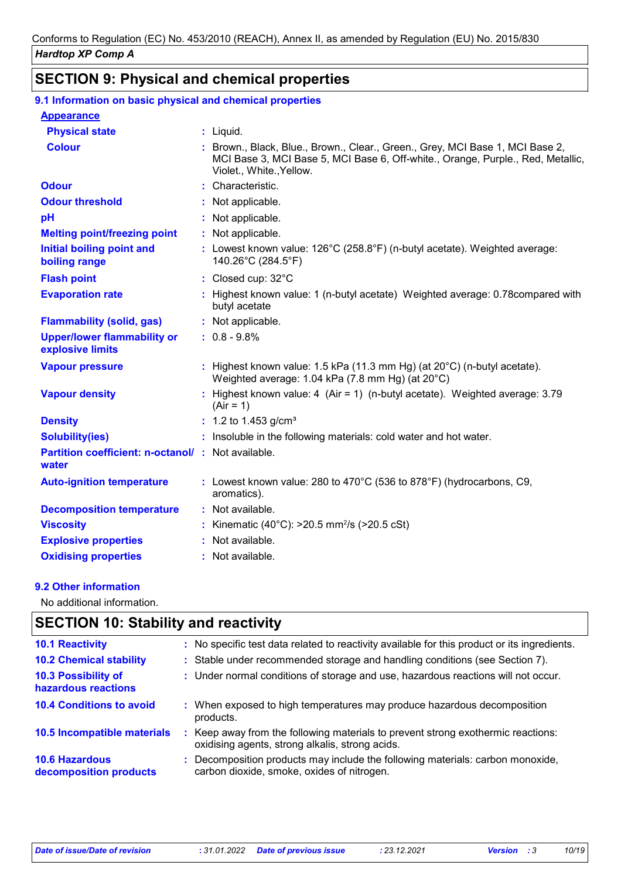Conforms to Regulation (EC) No. 453/2010 (REACH), Annex II, as amended by Regulation (EU) No. 2015/830

*Hardtop XP Comp A*

## SECTION 9: Physical and chemical properties

### 9.1 Information on basic physical and chemical properties

**Appearance**

| | |
|---|---|
| **Physical state** | Liquid. |
| **Colour** | Brown., Black, Blue., Brown., Clear., Green., Grey, MCI Base 1, MCI Base 2, MCI Base 3, MCI Base 5, MCI Base 6, Off-white., Orange, Purple., Red, Metallic, Violet., White.,Yellow. |
| **Odour** | Characteristic. |
| **Odour threshold** | Not applicable. |
| **pH** | Not applicable. |
| **Melting point/freezing point** | Not applicable. |
| **Initial boiling point and boiling range** | Lowest known value: 126°C (258.8°F) (n-butyl acetate). Weighted average: 140.26°C (284.5°F) |
| **Flash point** | Closed cup: 32°C |
| **Evaporation rate** | Highest known value: 1 (n-butyl acetate) Weighted average: 0.78compared with butyl acetate |
| **Flammability (solid, gas)** | Not applicable. |
| **Upper/lower flammability or explosive limits** | 0.8 - 9.8% |
| **Vapour pressure** | Highest known value: 1.5 kPa (11.3 mm Hg) (at 20°C) (n-butyl acetate). Weighted average: 1.04 kPa (7.8 mm Hg) (at 20°C) |
| **Vapour density** | Highest known value: 4 (Air = 1) (n-butyl acetate). Weighted average: 3.79 (Air = 1) |
| **Density** | 1.2 to 1.453 g/cm³ |
| **Solubility(ies)** | Insoluble in the following materials: cold water and hot water. |
| **Partition coefficient: n-octanol/ water** | Not available. |
| **Auto-ignition temperature** | Lowest known value: 280 to 470°C (536 to 878°F) (hydrocarbons, C9, aromatics). |
| **Decomposition temperature** | Not available. |
| **Viscosity** | Kinematic (40°C): >20.5 mm²/s (>20.5 cSt) |
| **Explosive properties** | Not available. |
| **Oxidising properties** | Not available. |

### 9.2 Other information

No additional information.

## SECTION 10: Stability and reactivity

| | |
|---|---|
| **10.1 Reactivity** | No specific test data related to reactivity available for this product or its ingredients. |
| **10.2 Chemical stability** | Stable under recommended storage and handling conditions (see Section 7). |
| **10.3 Possibility of hazardous reactions** | Under normal conditions of storage and use, hazardous reactions will not occur. |
| **10.4 Conditions to avoid** | When exposed to high temperatures may produce hazardous decomposition products. |
| **10.5 Incompatible materials** | Keep away from the following materials to prevent strong exothermic reactions: oxidising agents, strong alkalis, strong acids. |
| **10.6 Hazardous decomposition products** | Decomposition products may include the following materials: carbon monoxide, carbon dioxide, smoke, oxides of nitrogen. |

*Date of issue/Date of revision* : 31.01.2022 *Date of previous issue* : 23.12.2021 *Version* : 3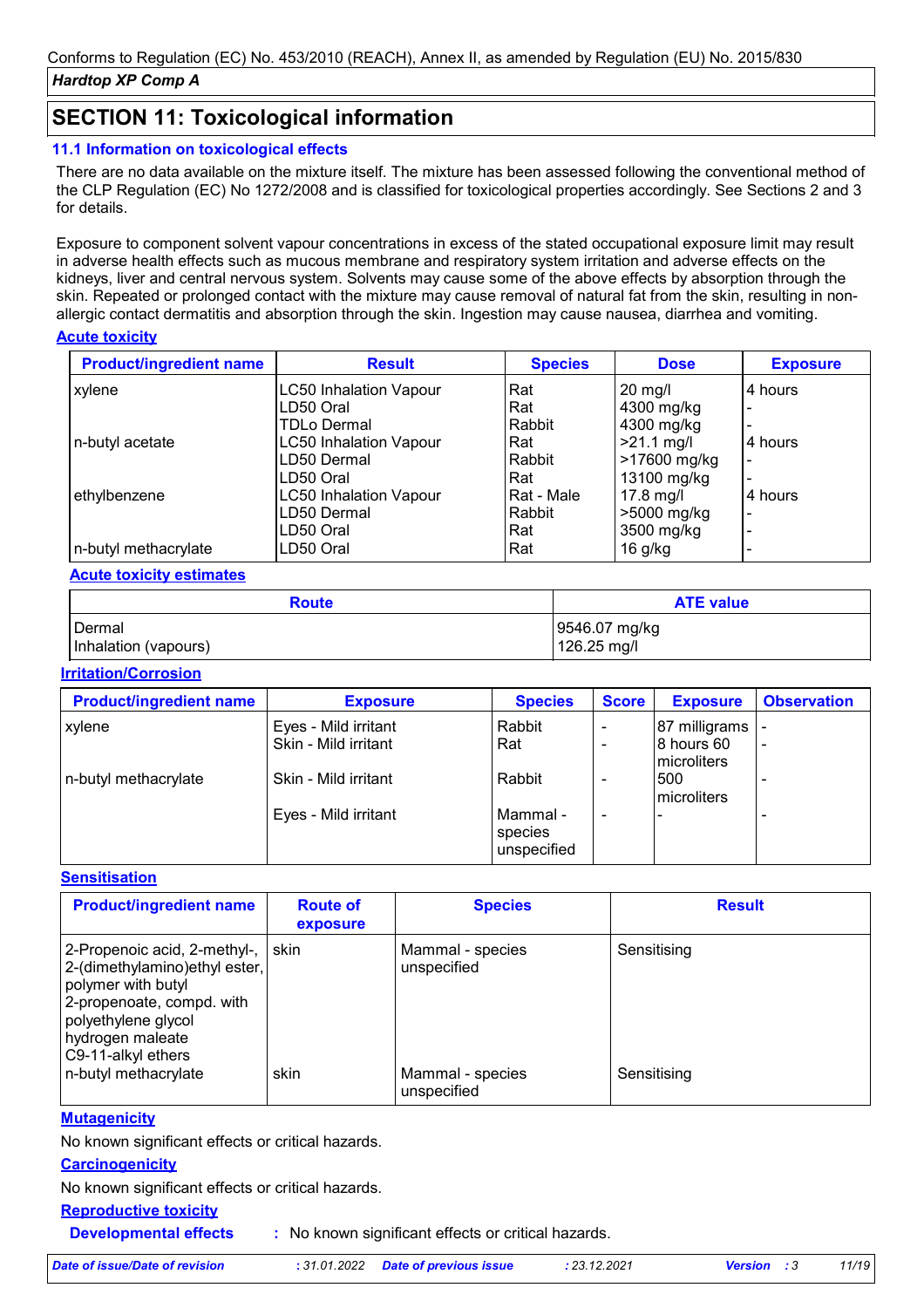## SECTION 11: Toxicological information

### 11.1 Information on toxicological effects

There are no data available on the mixture itself. The mixture has been assessed following the conventional method of the CLP Regulation (EC) No 1272/2008 and is classified for toxicological properties accordingly. See Sections 2 and 3 for details.

Exposure to component solvent vapour concentrations in excess of the stated occupational exposure limit may result in adverse health effects such as mucous membrane and respiratory system irritation and adverse effects on the kidneys, liver and central nervous system. Solvents may cause some of the above effects by absorption through the skin. Repeated or prolonged contact with the mixture may cause removal of natural fat from the skin, resulting in non-allergic contact dermatitis and absorption through the skin. Ingestion may cause nausea, diarrhea and vomiting.

**Acute toxicity**

| Product/ingredient name | Result | Species | Dose | Exposure |
|---|---|---|---|---|
| xylene | LC50 Inhalation Vapour | Rat | 20 mg/l | 4 hours |
| | LD50 Oral | Rat | 4300 mg/kg | - |
| | TDLo Dermal | Rabbit | 4300 mg/kg | - |
| n-butyl acetate | LC50 Inhalation Vapour | Rat | >21.1 mg/l | 4 hours |
| | LD50 Dermal | Rabbit | >17600 mg/kg | - |
| | LD50 Oral | Rat | 13100 mg/kg | - |
| ethylbenzene | LC50 Inhalation Vapour | Rat - Male | 17.8 mg/l | 4 hours |
| | LD50 Dermal | Rabbit | >5000 mg/kg | - |
| | LD50 Oral | Rat | 3500 mg/kg | - |
| n-butyl methacrylate | LD50 Oral | Rat | 16 g/kg | - |

**Acute toxicity estimates**

| Route | ATE value |
|---|---|
| Dermal | 9546.07 mg/kg |
| Inhalation (vapours) | 126.25 mg/l |

**Irritation/Corrosion**

| Product/ingredient name | Exposure | Species | Score | Exposure | Observation |
|---|---|---|---|---|---|
| xylene | Eyes - Mild irritant | Rabbit | - | 87 milligrams | - |
| | Skin - Mild irritant | Rat | - | 8 hours 60 microliters | - |
| n-butyl methacrylate | Skin - Mild irritant | Rabbit | - | 500 microliters | - |
| | Eyes - Mild irritant | Mammal - species unspecified | - | - | - |

**Sensitisation**

| Product/ingredient name | Route of exposure | Species | Result |
|---|---|---|---|
| 2-Propenoic acid, 2-methyl-, 2-(dimethylamino)ethyl ester, polymer with butyl 2-propenoate, compd. with polyethylene glycol hydrogen maleate C9-11-alkyl ethers | skin | Mammal - species unspecified | Sensitising |
| n-butyl methacrylate | skin | Mammal - species unspecified | Sensitising |

**Mutagenicity**

No known significant effects or critical hazards.

**Carcinogenicity**

No known significant effects or critical hazards.

**Reproductive toxicity**

**Developmental effects** : No known significant effects or critical hazards.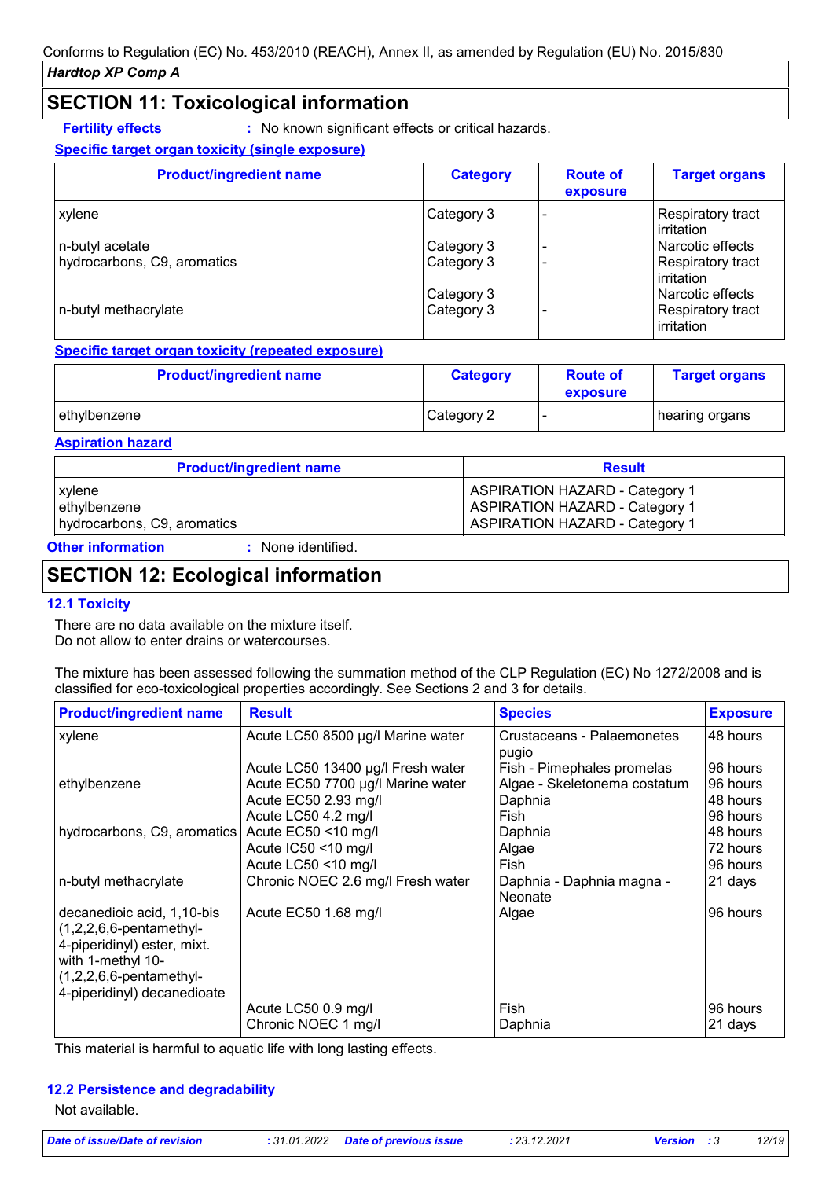## SECTION 11: Toxicological information

**Fertility effects** : No known significant effects or critical hazards.

**Specific target organ toxicity (single exposure)**

| Product/ingredient name | Category | Route of exposure | Target organs |
| --- | --- | --- | --- |
| xylene | Category 3 | - | Respiratory tract irritation |
| n-butyl acetate | Category 3 | - | Narcotic effects |
| hydrocarbons, C9, aromatics | Category 3 | - | Respiratory tract irritation |
| | Category 3 | | Narcotic effects |
| n-butyl methacrylate | Category 3 | - | Respiratory tract irritation |

**Specific target organ toxicity (repeated exposure)**

| Product/ingredient name | Category | Route of exposure | Target organs |
| --- | --- | --- | --- |
| ethylbenzene | Category 2 | - | hearing organs |

**Aspiration hazard**

| Product/ingredient name | Result |
| --- | --- |
| xylene | ASPIRATION HAZARD - Category 1 |
| ethylbenzene | ASPIRATION HAZARD - Category 1 |
| hydrocarbons, C9, aromatics | ASPIRATION HAZARD - Category 1 |

**Other information** : None identified.

## SECTION 12: Ecological information

### 12.1 Toxicity

There are no data available on the mixture itself.
Do not allow to enter drains or watercourses.

The mixture has been assessed following the summation method of the CLP Regulation (EC) No 1272/2008 and is classified for eco-toxicological properties accordingly. See Sections 2 and 3 for details.

| Product/ingredient name | Result | Species | Exposure |
| --- | --- | --- | --- |
| xylene | Acute LC50 8500 µg/l Marine water | Crustaceans - Palaemonetes pugio | 48 hours |
| | Acute LC50 13400 µg/l Fresh water | Fish - Pimephales promelas | 96 hours |
| ethylbenzene | Acute EC50 7700 µg/l Marine water | Algae - Skeletonema costatum | 96 hours |
| | Acute EC50 2.93 mg/l | Daphnia | 48 hours |
| | Acute LC50 4.2 mg/l | Fish | 96 hours |
| hydrocarbons, C9, aromatics | Acute EC50 <10 mg/l | Daphnia | 48 hours |
| | Acute IC50 <10 mg/l | Algae | 72 hours |
| | Acute LC50 <10 mg/l | Fish | 96 hours |
| n-butyl methacrylate | Chronic NOEC 2.6 mg/l Fresh water | Daphnia - Daphnia magna - Neonate | 21 days |
| decanedioic acid, 1,10-bis (1,2,2,6,6-pentamethyl-4-piperidinyl) ester, mixt. with 1-methyl 10-(1,2,2,6,6-pentamethyl-4-piperidinyl) decanedioate | Acute EC50 1.68 mg/l | Algae | 96 hours |
| | Acute LC50 0.9 mg/l | Fish | 96 hours |
| | Chronic NOEC 1 mg/l | Daphnia | 21 days |

This material is harmful to aquatic life with long lasting effects.

### 12.2 Persistence and degradability

Not available.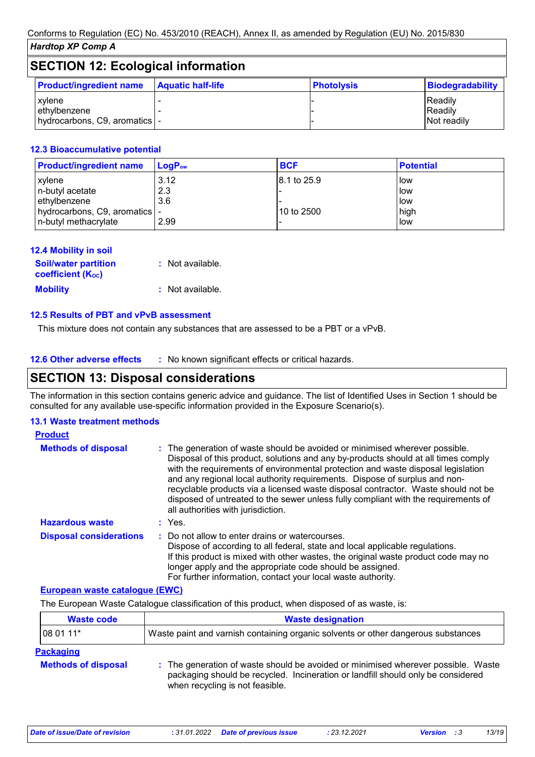## SECTION 12: Ecological information

| Product/ingredient name | Aquatic half-life | Photolysis | Biodegradability |
|---|---|---|---|
| xylene | - | - | Readily |
| ethylbenzene | - | - | Readily |
| hydrocarbons, C9, aromatics | - | - | Not readily |

### 12.3 Bioaccumulative potential

| Product/ingredient name | $LogP_{ow}$ | BCF | Potential |
|---|---|---|---|
| xylene | 3.12 | 8.1 to 25.9 | low |
| n-butyl acetate | 2.3 | - | low |
| ethylbenzene | 3.6 | - | low |
| hydrocarbons, C9, aromatics | - | 10 to 2500 | high |
| n-butyl methacrylate | 2.99 | - | low |

### 12.4 Mobility in soil

**Soil/water partition coefficient ($K_{OC}$)** : Not available.

**Mobility** : Not available.

### 12.5 Results of PBT and vPvB assessment

This mixture does not contain any substances that are assessed to be a PBT or a vPvB.

### 12.6 Other adverse effects

: No known significant effects or critical hazards.

## SECTION 13: Disposal considerations

The information in this section contains generic advice and guidance. The list of Identified Uses in Section 1 should be consulted for any available use-specific information provided in the Exposure Scenario(s).

### 13.1 Waste treatment methods

**Product**

**Methods of disposal** : The generation of waste should be avoided or minimised wherever possible. Disposal of this product, solutions and any by-products should at all times comply with the requirements of environmental protection and waste disposal legislation and any regional local authority requirements. Dispose of surplus and non-recyclable products via a licensed waste disposal contractor. Waste should not be disposed of untreated to the sewer unless fully compliant with the requirements of all authorities with jurisdiction.

**Hazardous waste** : Yes.

**Disposal considerations** : Do not allow to enter drains or watercourses.
Dispose of according to all federal, state and local applicable regulations.
If this product is mixed with other wastes, the original waste product code may no longer apply and the appropriate code should be assigned.
For further information, contact your local waste authority.

**European waste catalogue (EWC)**

The European Waste Catalogue classification of this product, when disposed of as waste, is:

| Waste code | Waste designation |
|---|---|
| 08 01 11* | Waste paint and varnish containing organic solvents or other dangerous substances |

**Packaging**

**Methods of disposal** : The generation of waste should be avoided or minimised wherever possible. Waste packaging should be recycled. Incineration or landfill should only be considered when recycling is not feasible.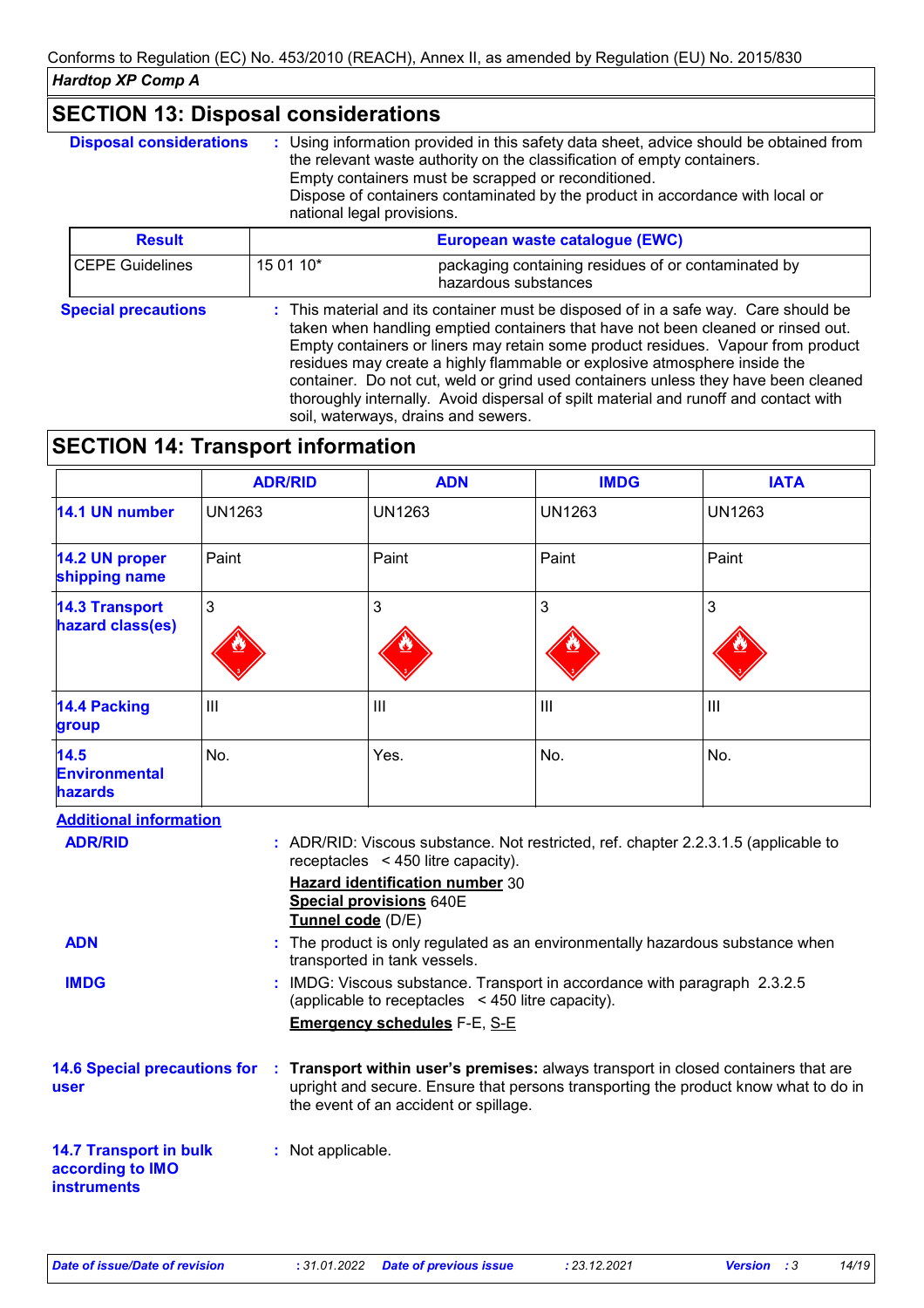Conforms to Regulation (EC) No. 453/2010 (REACH), Annex II, as amended by Regulation (EU) No. 2015/830

*Hardtop XP Comp A*

## SECTION 13: Disposal considerations

**Disposal considerations** : Using information provided in this safety data sheet, advice should be obtained from the relevant waste authority on the classification of empty containers.
Empty containers must be scrapped or reconditioned.
Dispose of containers contaminated by the product in accordance with local or national legal provisions.

| Result | European waste catalogue (EWC) | |
|---|---|---|
| CEPE Guidelines | 15 01 10* | packaging containing residues of or contaminated by hazardous substances |

**Special precautions** : This material and its container must be disposed of in a safe way. Care should be taken when handling emptied containers that have not been cleaned or rinsed out. Empty containers or liners may retain some product residues. Vapour from product residues may create a highly flammable or explosive atmosphere inside the container. Do not cut, weld or grind used containers unless they have been cleaned thoroughly internally. Avoid dispersal of spilt material and runoff and contact with soil, waterways, drains and sewers.

## SECTION 14: Transport information

| | ADR/RID | ADN | IMDG | IATA |
|---|---|---|---|---|
| **14.1 UN number** | UN1263 | UN1263 | UN1263 | UN1263 |
| **14.2 UN proper shipping name** | Paint | Paint | Paint | Paint |
| **14.3 Transport hazard class(es)** | 3 | 3 | 3 | 3 |
| **14.4 Packing group** | III | III | III | III |
| **14.5 Environmental hazards** | No. | Yes. | No. | No. |

**Additional information**

**ADR/RID** : ADR/RID: Viscous substance. Not restricted, ref. chapter 2.2.3.1.5 (applicable to receptacles < 450 litre capacity).
**Hazard identification number** 30
**Special provisions** 640E
**Tunnel code** (D/E)

**ADN** : The product is only regulated as an environmentally hazardous substance when transported in tank vessels.

**IMDG** : IMDG: Viscous substance. Transport in accordance with paragraph 2.3.2.5 (applicable to receptacles < 450 litre capacity).
**Emergency schedules** F-E, S-E

**14.6 Special precautions for user** : **Transport within user's premises:** always transport in closed containers that are upright and secure. Ensure that persons transporting the product know what to do in the event of an accident or spillage.

**14.7 Transport in bulk according to IMO instruments** : Not applicable.

| *Date of issue/Date of revision* | *: 31.01.2022* | *Date of previous issue* | *: 23.12.2021* | *Version : 3* |
|---|---|---|---|---|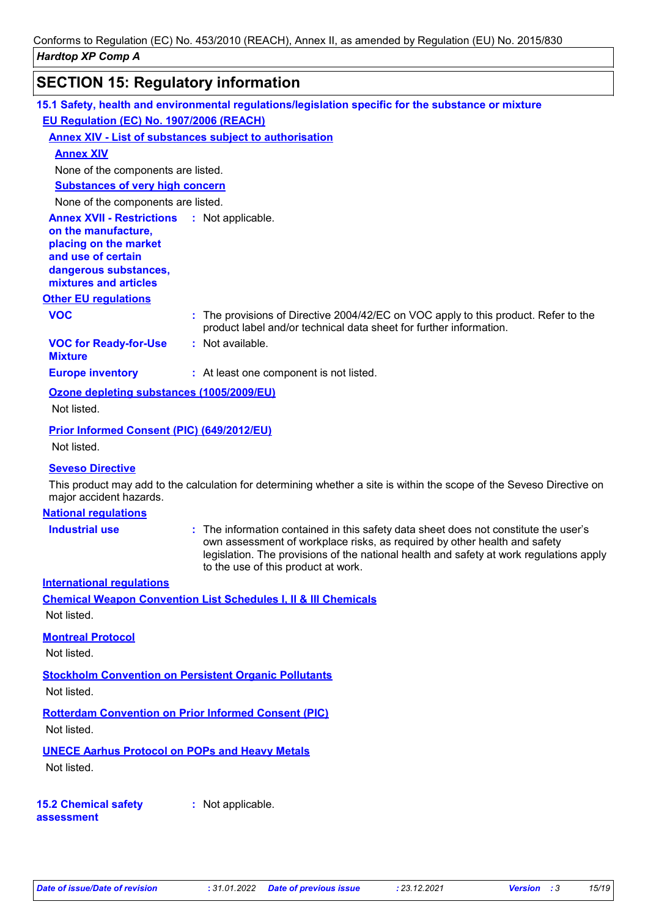## SECTION 15: Regulatory information

### 15.1 Safety, health and environmental regulations/legislation specific for the substance or mixture

**EU Regulation (EC) No. 1907/2006 (REACH)**

**Annex XIV - List of substances subject to authorisation**

**Annex XIV**

None of the components are listed.

**Substances of very high concern**

None of the components are listed.

**Annex XVII - Restrictions on the manufacture, placing on the market and use of certain dangerous substances, mixtures and articles** : Not applicable.

**Other EU regulations**

**VOC** : The provisions of Directive 2004/42/EC on VOC apply to this product. Refer to the product label and/or technical data sheet for further information.

**VOC for Ready-for-Use Mixture** : Not available.

**Europe inventory** : At least one component is not listed.

**Ozone depleting substances (1005/2009/EU)**

Not listed.

**Prior Informed Consent (PIC) (649/2012/EU)**

Not listed.

**Seveso Directive**

This product may add to the calculation for determining whether a site is within the scope of the Seveso Directive on major accident hazards.

**National regulations**

**Industrial use** : The information contained in this safety data sheet does not constitute the user's own assessment of workplace risks, as required by other health and safety legislation. The provisions of the national health and safety at work regulations apply to the use of this product at work.

**International regulations**

**Chemical Weapon Convention List Schedules I, II & III Chemicals**

Not listed.

**Montreal Protocol**

Not listed.

**Stockholm Convention on Persistent Organic Pollutants**

Not listed.

**Rotterdam Convention on Prior Informed Consent (PIC)**

Not listed.

**UNECE Aarhus Protocol on POPs and Heavy Metals**

Not listed.

### 15.2 Chemical safety assessment

: Not applicable.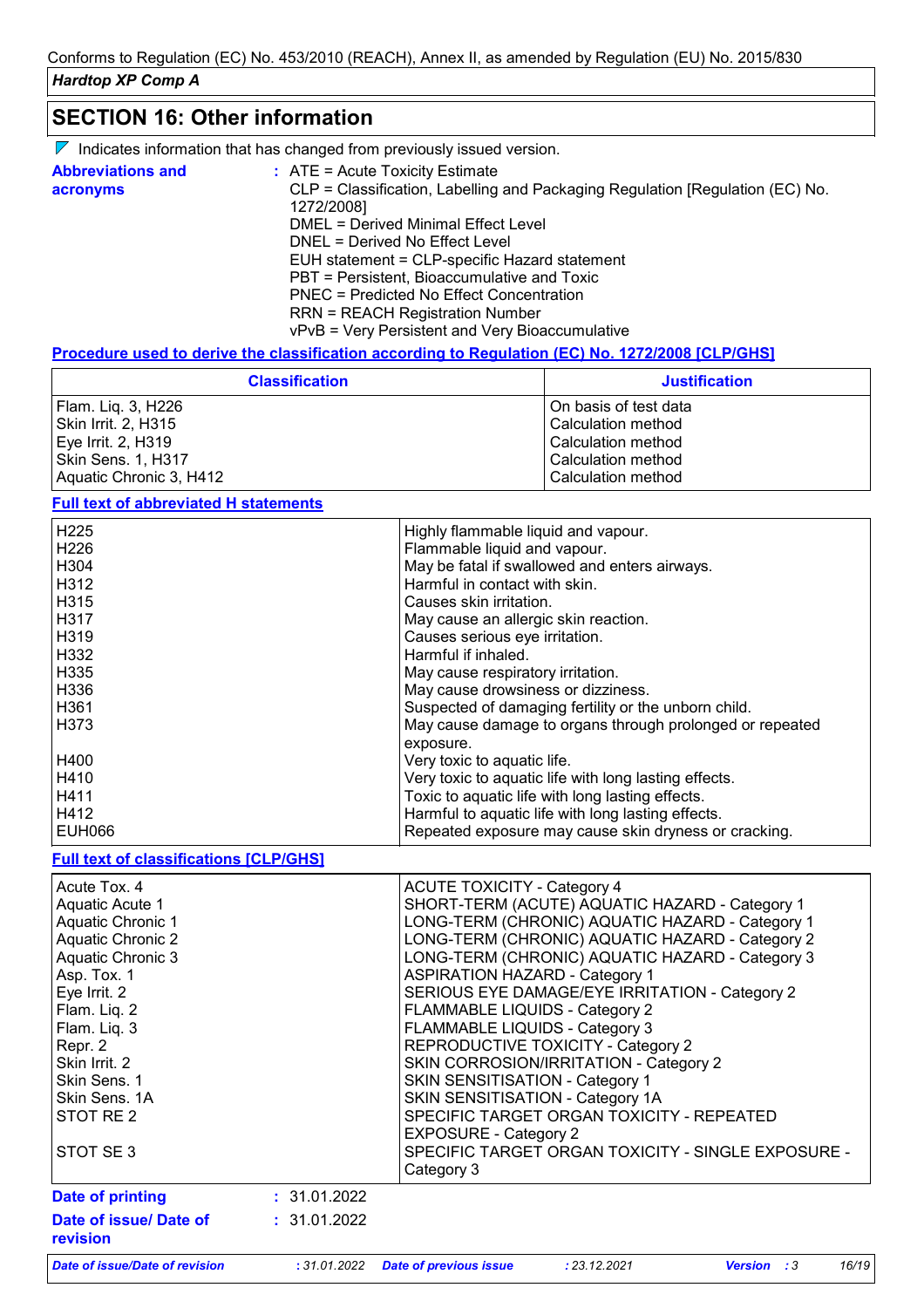## SECTION 16: Other information

Indicates information that has changed from previously issued version.

**Abbreviations and acronyms** :
ATE = Acute Toxicity Estimate
CLP = Classification, Labelling and Packaging Regulation [Regulation (EC) No. 1272/2008]
DMEL = Derived Minimal Effect Level
DNEL = Derived No Effect Level
EUH statement = CLP-specific Hazard statement
PBT = Persistent, Bioaccumulative and Toxic
PNEC = Predicted No Effect Concentration
RRN = REACH Registration Number
vPvB = Very Persistent and Very Bioaccumulative

**Procedure used to derive the classification according to Regulation (EC) No. 1272/2008 [CLP/GHS]**

| Classification | Justification |
|---|---|
| Flam. Liq. 3, H226 | On basis of test data |
| Skin Irrit. 2, H315 | Calculation method |
| Eye Irrit. 2, H319 | Calculation method |
| Skin Sens. 1, H317 | Calculation method |
| Aquatic Chronic 3, H412 | Calculation method |

**Full text of abbreviated H statements**

| | |
|---|---|
| H225 | Highly flammable liquid and vapour. |
| H226 | Flammable liquid and vapour. |
| H304 | May be fatal if swallowed and enters airways. |
| H312 | Harmful in contact with skin. |
| H315 | Causes skin irritation. |
| H317 | May cause an allergic skin reaction. |
| H319 | Causes serious eye irritation. |
| H332 | Harmful if inhaled. |
| H335 | May cause respiratory irritation. |
| H336 | May cause drowsiness or dizziness. |
| H361 | Suspected of damaging fertility or the unborn child. |
| H373 | May cause damage to organs through prolonged or repeated exposure. |
| H400 | Very toxic to aquatic life. |
| H410 | Very toxic to aquatic life with long lasting effects. |
| H411 | Toxic to aquatic life with long lasting effects. |
| H412 | Harmful to aquatic life with long lasting effects. |
| EUH066 | Repeated exposure may cause skin dryness or cracking. |

**Full text of classifications [CLP/GHS]**

| | |
|---|---|
| Acute Tox. 4 | ACUTE TOXICITY - Category 4 |
| Aquatic Acute 1 | SHORT-TERM (ACUTE) AQUATIC HAZARD - Category 1 |
| Aquatic Chronic 1 | LONG-TERM (CHRONIC) AQUATIC HAZARD - Category 1 |
| Aquatic Chronic 2 | LONG-TERM (CHRONIC) AQUATIC HAZARD - Category 2 |
| Aquatic Chronic 3 | LONG-TERM (CHRONIC) AQUATIC HAZARD - Category 3 |
| Asp. Tox. 1 | ASPIRATION HAZARD - Category 1 |
| Eye Irrit. 2 | SERIOUS EYE DAMAGE/EYE IRRITATION - Category 2 |
| Flam. Liq. 2 | FLAMMABLE LIQUIDS - Category 2 |
| Flam. Liq. 3 | FLAMMABLE LIQUIDS - Category 3 |
| Repr. 2 | REPRODUCTIVE TOXICITY - Category 2 |
| Skin Irrit. 2 | SKIN CORROSION/IRRITATION - Category 2 |
| Skin Sens. 1 | SKIN SENSITISATION - Category 1 |
| Skin Sens. 1A | SKIN SENSITISATION - Category 1A |
| STOT RE 2 | SPECIFIC TARGET ORGAN TOXICITY - REPEATED EXPOSURE - Category 2 |
| STOT SE 3 | SPECIFIC TARGET ORGAN TOXICITY - SINGLE EXPOSURE - Category 3 |

**Date of printing** : 31.01.2022

**Date of issue/ Date of revision** : 31.01.2022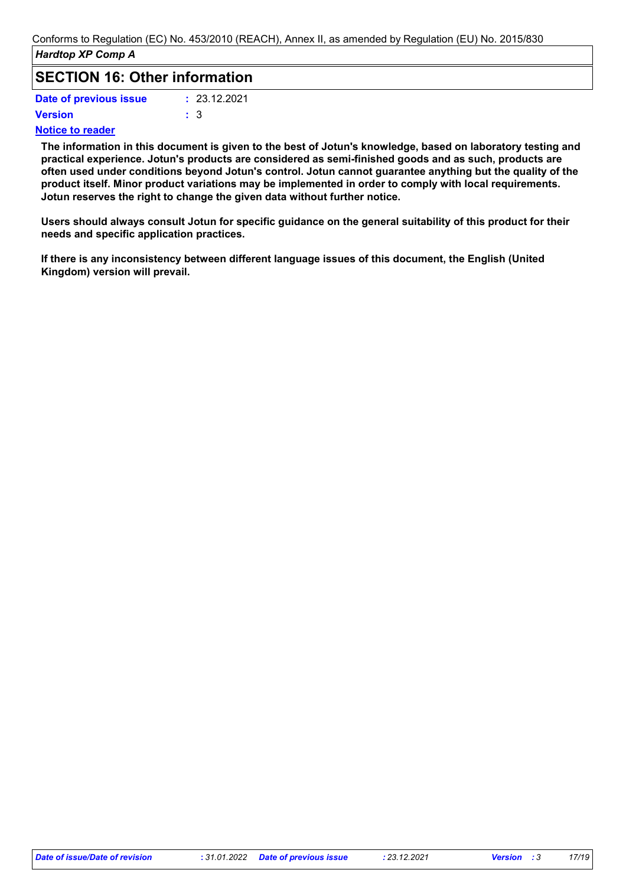## SECTION 16: Other information

**Date of previous issue** : 23.12.2021

**Version** : 3

**Notice to reader**

**The information in this document is given to the best of Jotun's knowledge, based on laboratory testing and practical experience. Jotun's products are considered as semi-finished goods and as such, products are often used under conditions beyond Jotun's control. Jotun cannot guarantee anything but the quality of the product itself. Minor product variations may be implemented in order to comply with local requirements. Jotun reserves the right to change the given data without further notice.**

**Users should always consult Jotun for specific guidance on the general suitability of this product for their needs and specific application practices.**

**If there is any inconsistency between different language issues of this document, the English (United Kingdom) version will prevail.**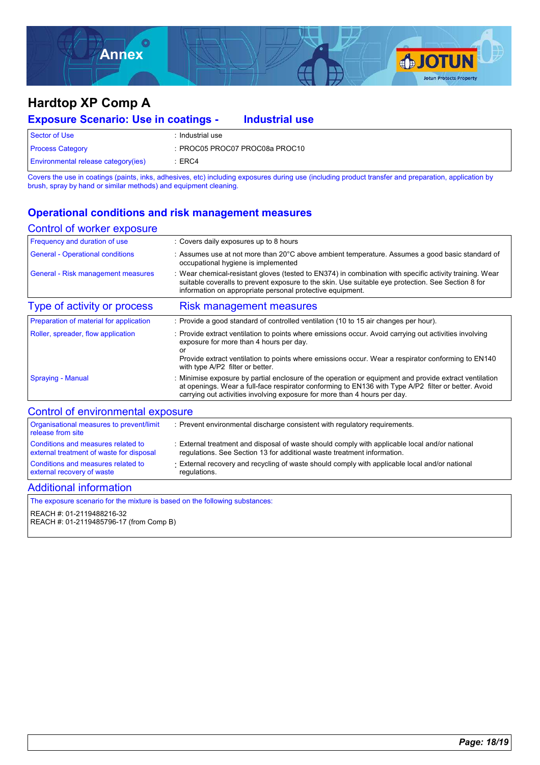# Annex

## Hardtop XP Comp A

### Exposure Scenario: Use in coatings - Industrial use

| | |
|---|---|
| Sector of Use | : Industrial use |
| Process Category | : PROC05 PROC07 PROC08a PROC10 |
| Environmental release category(ies) | : ERC4 |

Covers the use in coatings (paints, inks, adhesives, etc) including exposures during use (including product transfer and preparation, application by brush, spray by hand or similar methods) and equipment cleaning.

### Operational conditions and risk management measures

#### Control of worker exposure

| | |
|---|---|
| Frequency and duration of use | : Covers daily exposures up to 8 hours |
| General - Operational conditions | : Assumes use at not more than 20°C above ambient temperature. Assumes a good basic standard of occupational hygiene is implemented |
| General - Risk management measures | : Wear chemical-resistant gloves (tested to EN374) in combination with specific activity training. Wear suitable coveralls to prevent exposure to the skin. Use suitable eye protection. See Section 8 for information on appropriate personal protective equipment. |

| Type of activity or process | Risk management measures |
|---|---|
| Preparation of material for application | : Provide a good standard of controlled ventilation (10 to 15 air changes per hour). |
| Roller, spreader, flow application | : Provide extract ventilation to points where emissions occur. Avoid carrying out activities involving exposure for more than 4 hours per day.<br>or<br>Provide extract ventilation to points where emissions occur. Wear a respirator conforming to EN140 with type A/P2 filter or better. |
| Spraying - Manual | : Minimise exposure by partial enclosure of the operation or equipment and provide extract ventilation at openings. Wear a full-face respirator conforming to EN136 with Type A/P2 filter or better. Avoid carrying out activities involving exposure for more than 4 hours per day. |

#### Control of environmental exposure

| | |
|---|---|
| Organisational measures to prevent/limit release from site | : Prevent environmental discharge consistent with regulatory requirements. |
| Conditions and measures related to external treatment of waste for disposal | : External treatment and disposal of waste should comply with applicable local and/or national regulations. See Section 13 for additional waste treatment information. |
| Conditions and measures related to external recovery of waste | : External recovery and recycling of waste should comply with applicable local and/or national regulations. |

#### Additional information

The exposure scenario for the mixture is based on the following substances:

REACH #: 01-2119488216-32
REACH #: 01-2119485796-17 (from Comp B)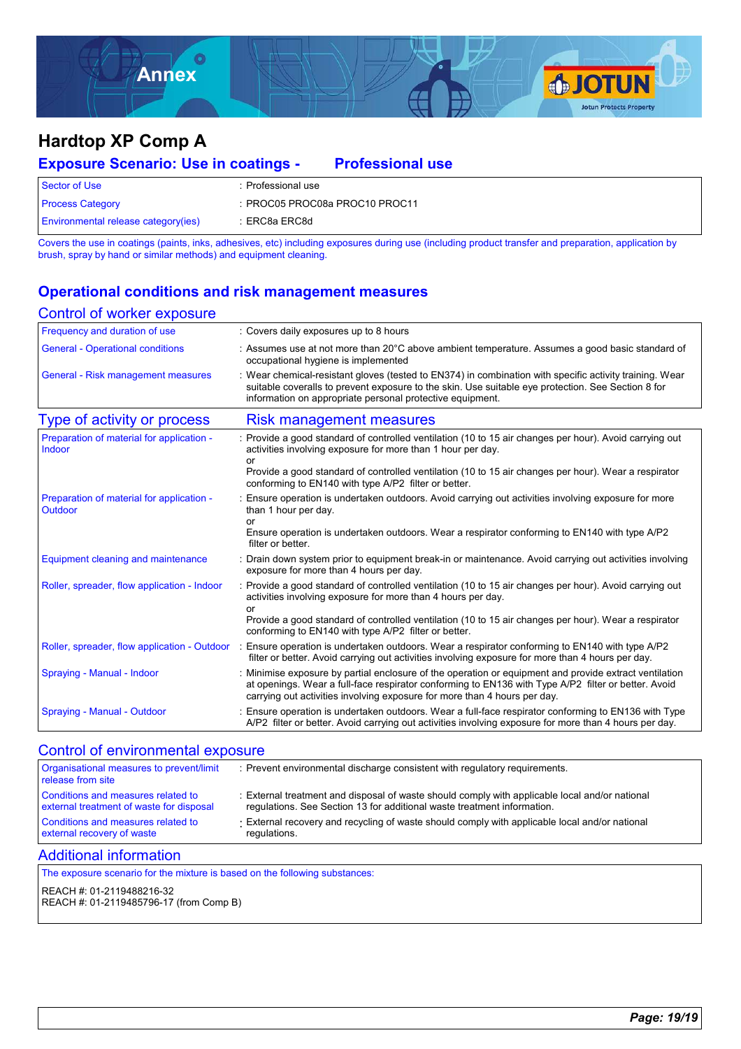Annex

# Hardtop XP Comp A

## Exposure Scenario: Use in coatings - Professional use

| | |
|---|---|
| Sector of Use | : Professional use |
| Process Category | : PROC05 PROC08a PROC10 PROC11 |
| Environmental release category(ies) | : ERC8a ERC8d |

Covers the use in coatings (paints, inks, adhesives, etc) including exposures during use (including product transfer and preparation, application by brush, spray by hand or similar methods) and equipment cleaning.

## Operational conditions and risk management measures

### Control of worker exposure

| | |
|---|---|
| Frequency and duration of use | : Covers daily exposures up to 8 hours |
| General - Operational conditions | : Assumes use at not more than 20°C above ambient temperature. Assumes a good basic standard of occupational hygiene is implemented |
| General - Risk management measures | : Wear chemical-resistant gloves (tested to EN374) in combination with specific activity training. Wear suitable coveralls to prevent exposure to the skin. Use suitable eye protection. See Section 8 for information on appropriate personal protective equipment. |

| Type of activity or process | Risk management measures |
|---|---|
| Preparation of material for application - Indoor | : Provide a good standard of controlled ventilation (10 to 15 air changes per hour). Avoid carrying out activities involving exposure for more than 1 hour per day.<br>or<br>Provide a good standard of controlled ventilation (10 to 15 air changes per hour). Wear a respirator conforming to EN140 with type A/P2 filter or better. |
| Preparation of material for application - Outdoor | : Ensure operation is undertaken outdoors. Avoid carrying out activities involving exposure for more than 1 hour per day.<br>or<br>Ensure operation is undertaken outdoors. Wear a respirator conforming to EN140 with type A/P2 filter or better. |
| Equipment cleaning and maintenance | : Drain down system prior to equipment break-in or maintenance. Avoid carrying out activities involving exposure for more than 4 hours per day. |
| Roller, spreader, flow application - Indoor | : Provide a good standard of controlled ventilation (10 to 15 air changes per hour). Avoid carrying out activities involving exposure for more than 4 hours per day.<br>or<br>Provide a good standard of controlled ventilation (10 to 15 air changes per hour). Wear a respirator conforming to EN140 with type A/P2 filter or better. |
| Roller, spreader, flow application - Outdoor | : Ensure operation is undertaken outdoors. Wear a respirator conforming to EN140 with type A/P2 filter or better. Avoid carrying out activities involving exposure for more than 4 hours per day. |
| Spraying - Manual - Indoor | : Minimise exposure by partial enclosure of the operation or equipment and provide extract ventilation at openings. Wear a full-face respirator conforming to EN136 with Type A/P2 filter or better. Avoid carrying out activities involving exposure for more than 4 hours per day. |
| Spraying - Manual - Outdoor | : Ensure operation is undertaken outdoors. Wear a full-face respirator conforming to EN136 with Type A/P2 filter or better. Avoid carrying out activities involving exposure for more than 4 hours per day. |

### Control of environmental exposure

| | |
|---|---|
| Organisational measures to prevent/limit release from site | : Prevent environmental discharge consistent with regulatory requirements. |
| Conditions and measures related to external treatment of waste for disposal | : External treatment and disposal of waste should comply with applicable local and/or national regulations. See Section 13 for additional waste treatment information. |
| Conditions and measures related to external recovery of waste | : External recovery and recycling of waste should comply with applicable local and/or national regulations. |

### Additional information

The exposure scenario for the mixture is based on the following substances:

REACH #: 01-2119488216-32
REACH #: 01-2119485796-17 (from Comp B)